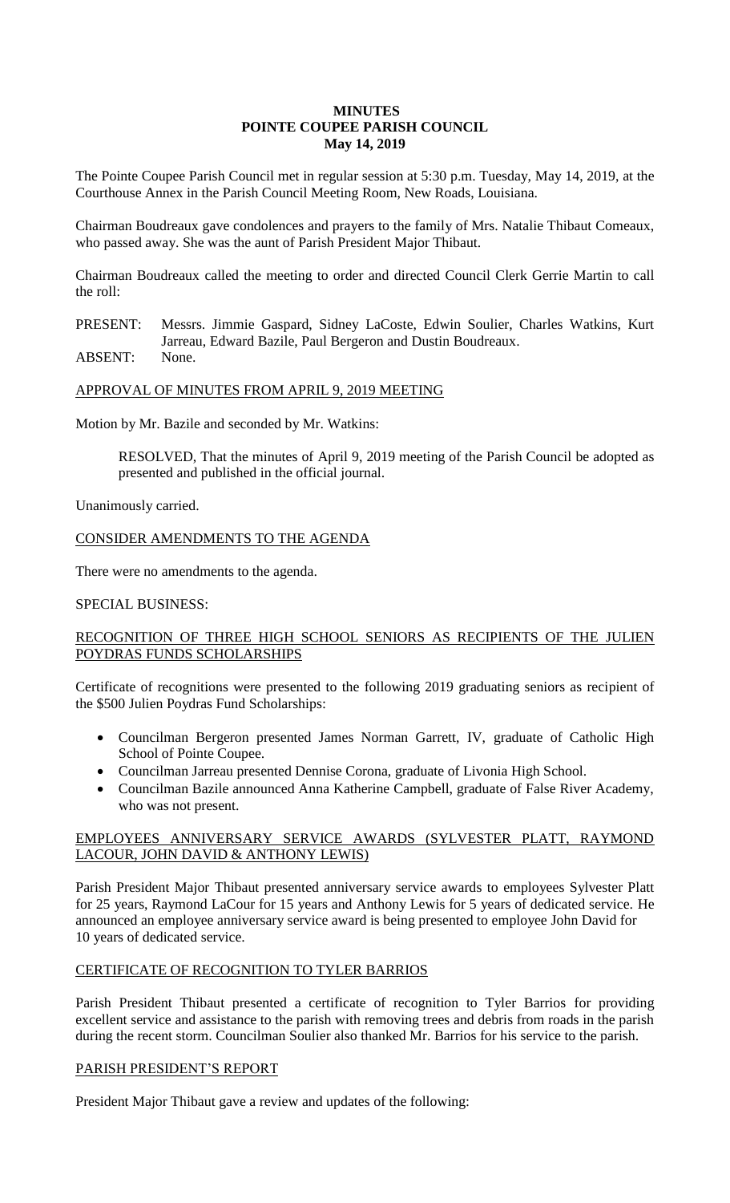# MINUTES
# POINTE COUPEE PARISH COUNCIL
# May 14, 2019

The Pointe Coupee Parish Council met in regular session at 5:30 p.m. Tuesday, May 14, 2019, at the Courthouse Annex in the Parish Council Meeting Room, New Roads, Louisiana.

Chairman Boudreaux gave condolences and prayers to the family of Mrs. Natalie Thibaut Comeaux, who passed away. She was the aunt of Parish President Major Thibaut.

Chairman Boudreaux called the meeting to order and directed Council Clerk Gerrie Martin to call the roll:

PRESENT: Messrs. Jimmie Gaspard, Sidney LaCoste, Edwin Soulier, Charles Watkins, Kurt Jarreau, Edward Bazile, Paul Bergeron and Dustin Boudreaux.
ABSENT: None.

APPROVAL OF MINUTES FROM APRIL 9, 2019 MEETING

Motion by Mr. Bazile and seconded by Mr. Watkins:

> RESOLVED, That the minutes of April 9, 2019 meeting of the Parish Council be adopted as presented and published in the official journal.

Unanimously carried.

CONSIDER AMENDMENTS TO THE AGENDA

There were no amendments to the agenda.

SPECIAL BUSINESS:

RECOGNITION OF THREE HIGH SCHOOL SENIORS AS RECIPIENTS OF THE JULIEN POYDRAS FUNDS SCHOLARSHIPS

Certificate of recognitions were presented to the following 2019 graduating seniors as recipient of the $500 Julien Poydras Fund Scholarships:

- Councilman Bergeron presented James Norman Garrett, IV, graduate of Catholic High School of Pointe Coupee.
- Councilman Jarreau presented Dennise Corona, graduate of Livonia High School.
- Councilman Bazile announced Anna Katherine Campbell, graduate of False River Academy, who was not present.

EMPLOYEES ANNIVERSARY SERVICE AWARDS (SYLVESTER PLATT, RAYMOND LACOUR, JOHN DAVID & ANTHONY LEWIS)

Parish President Major Thibaut presented anniversary service awards to employees Sylvester Platt for 25 years, Raymond LaCour for 15 years and Anthony Lewis for 5 years of dedicated service. He announced an employee anniversary service award is being presented to employee John David for 10 years of dedicated service.

CERTIFICATE OF RECOGNITION TO TYLER BARRIOS

Parish President Thibaut presented a certificate of recognition to Tyler Barrios for providing excellent service and assistance to the parish with removing trees and debris from roads in the parish during the recent storm. Councilman Soulier also thanked Mr. Barrios for his service to the parish.

PARISH PRESIDENT'S REPORT

President Major Thibaut gave a review and updates of the following: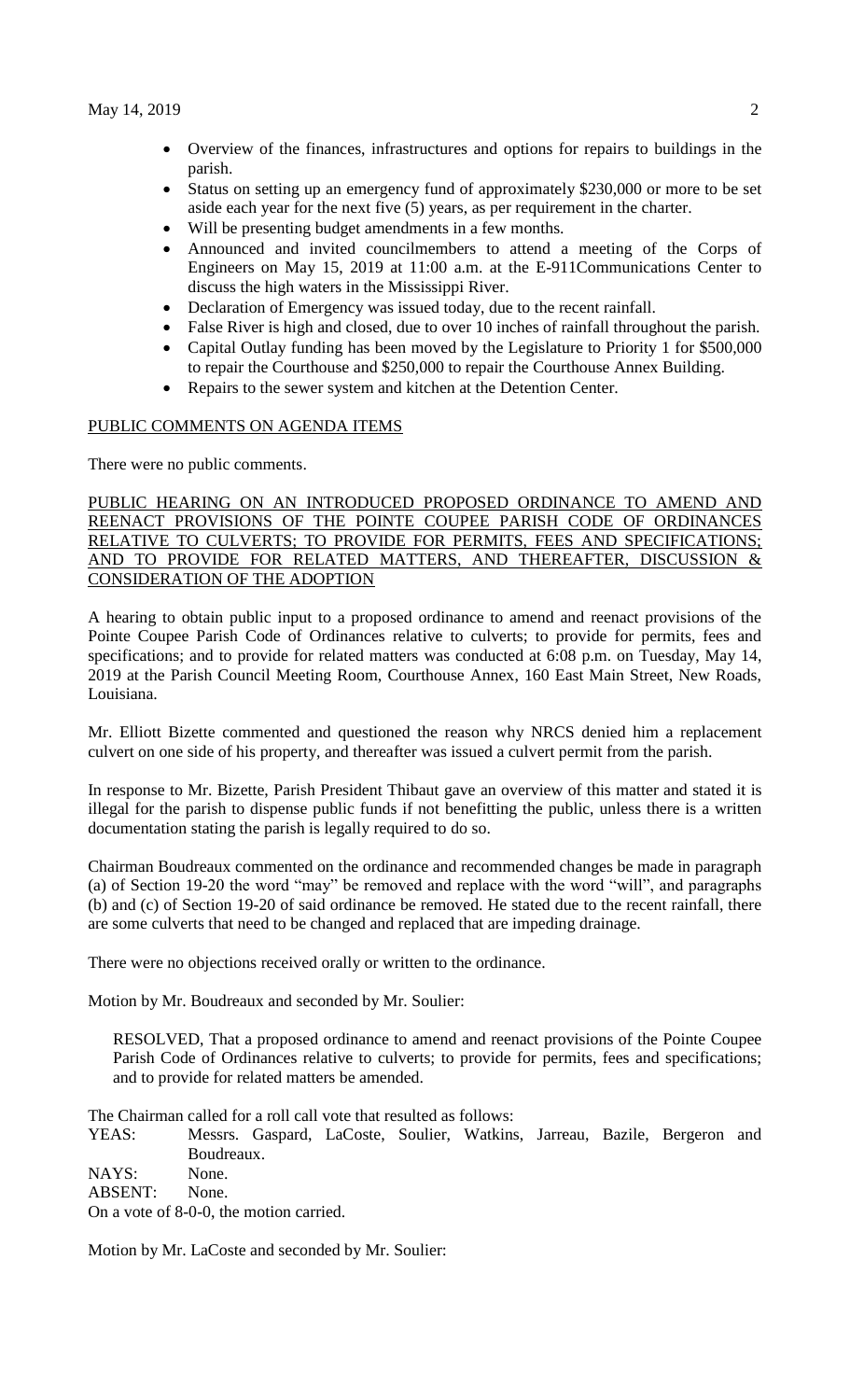- Overview of the finances, infrastructures and options for repairs to buildings in the parish.
- Status on setting up an emergency fund of approximately $230,000 or more to be set aside each year for the next five (5) years, as per requirement in the charter.
- Will be presenting budget amendments in a few months.
- Announced and invited councilmembers to attend a meeting of the Corps of Engineers on May 15, 2019 at 11:00 a.m. at the E-911Communications Center to discuss the high waters in the Mississippi River.
- Declaration of Emergency was issued today, due to the recent rainfall.
- False River is high and closed, due to over 10 inches of rainfall throughout the parish.
- Capital Outlay funding has been moved by the Legislature to Priority 1 for $500,000 to repair the Courthouse and $250,000 to repair the Courthouse Annex Building.
- Repairs to the sewer system and kitchen at the Detention Center.

PUBLIC COMMENTS ON AGENDA ITEMS

There were no public comments.

PUBLIC HEARING ON AN INTRODUCED PROPOSED ORDINANCE TO AMEND AND REENACT PROVISIONS OF THE POINTE COUPEE PARISH CODE OF ORDINANCES RELATIVE TO CULVERTS; TO PROVIDE FOR PERMITS, FEES AND SPECIFICATIONS; AND TO PROVIDE FOR RELATED MATTERS, AND THEREAFTER, DISCUSSION & CONSIDERATION OF THE ADOPTION

A hearing to obtain public input to a proposed ordinance to amend and reenact provisions of the Pointe Coupee Parish Code of Ordinances relative to culverts; to provide for permits, fees and specifications; and to provide for related matters was conducted at 6:08 p.m. on Tuesday, May 14, 2019 at the Parish Council Meeting Room, Courthouse Annex, 160 East Main Street, New Roads, Louisiana.

Mr. Elliott Bizette commented and questioned the reason why NRCS denied him a replacement culvert on one side of his property, and thereafter was issued a culvert permit from the parish.

In response to Mr. Bizette, Parish President Thibaut gave an overview of this matter and stated it is illegal for the parish to dispense public funds if not benefitting the public, unless there is a written documentation stating the parish is legally required to do so.

Chairman Boudreaux commented on the ordinance and recommended changes be made in paragraph (a) of Section 19-20 the word "may" be removed and replace with the word "will", and paragraphs (b) and (c) of Section 19-20 of said ordinance be removed. He stated due to the recent rainfall, there are some culverts that need to be changed and replaced that are impeding drainage.

There were no objections received orally or written to the ordinance.

Motion by Mr. Boudreaux and seconded by Mr. Soulier:

> RESOLVED, That a proposed ordinance to amend and reenact provisions of the Pointe Coupee Parish Code of Ordinances relative to culverts; to provide for permits, fees and specifications; and to provide for related matters be amended.

The Chairman called for a roll call vote that resulted as follows:

YEAS: Messrs. Gaspard, LaCoste, Soulier, Watkins, Jarreau, Bazile, Bergeron and Boudreaux.
NAYS: None.
ABSENT: None.
On a vote of 8-0-0, the motion carried.

Motion by Mr. LaCoste and seconded by Mr. Soulier: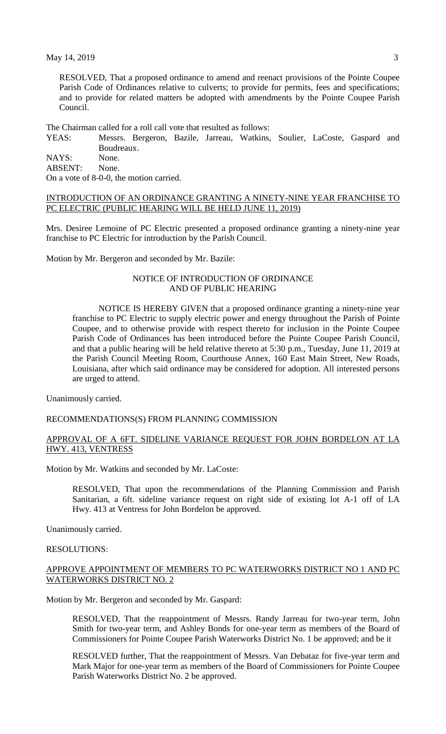RESOLVED, That a proposed ordinance to amend and reenact provisions of the Pointe Coupee Parish Code of Ordinances relative to culverts; to provide for permits, fees and specifications; and to provide for related matters be adopted with amendments by the Pointe Coupee Parish Council.

The Chairman called for a roll call vote that resulted as follows:

YEAS: Messrs. Bergeron, Bazile, Jarreau, Watkins, Soulier, LaCoste, Gaspard and Boudreaux.
NAYS: None.
ABSENT: None.
On a vote of 8-0-0, the motion carried.

INTRODUCTION OF AN ORDINANCE GRANTING A NINETY-NINE YEAR FRANCHISE TO PC ELECTRIC (PUBLIC HEARING WILL BE HELD JUNE 11, 2019)

Mrs. Desiree Lemoine of PC Electric presented a proposed ordinance granting a ninety-nine year franchise to PC Electric for introduction by the Parish Council.

Motion by Mr. Bergeron and seconded by Mr. Bazile:

NOTICE OF INTRODUCTION OF ORDINANCE
AND OF PUBLIC HEARING

NOTICE IS HEREBY GIVEN that a proposed ordinance granting a ninety-nine year franchise to PC Electric to supply electric power and energy throughout the Parish of Pointe Coupee, and to otherwise provide with respect thereto for inclusion in the Pointe Coupee Parish Code of Ordinances has been introduced before the Pointe Coupee Parish Council, and that a public hearing will be held relative thereto at 5:30 p.m., Tuesday, June 11, 2019 at the Parish Council Meeting Room, Courthouse Annex, 160 East Main Street, New Roads, Louisiana, after which said ordinance may be considered for adoption. All interested persons are urged to attend.

Unanimously carried.

RECOMMENDATIONS(S) FROM PLANNING COMMISSION

APPROVAL OF A 6FT. SIDELINE VARIANCE REQUEST FOR JOHN BORDELON AT LA HWY. 413, VENTRESS

Motion by Mr. Watkins and seconded by Mr. LaCoste:

RESOLVED, That upon the recommendations of the Planning Commission and Parish Sanitarian, a 6ft. sideline variance request on right side of existing lot A-1 off of LA Hwy. 413 at Ventress for John Bordelon be approved.

Unanimously carried.

RESOLUTIONS:

APPROVE APPOINTMENT OF MEMBERS TO PC WATERWORKS DISTRICT NO 1 AND PC WATERWORKS DISTRICT NO. 2

Motion by Mr. Bergeron and seconded by Mr. Gaspard:

RESOLVED, That the reappointment of Messrs. Randy Jarreau for two-year term, John Smith for two-year term, and Ashley Bonds for one-year term as members of the Board of Commissioners for Pointe Coupee Parish Waterworks District No. 1 be approved; and be it

RESOLVED further, That the reappointment of Messrs. Van Debataz for five-year term and Mark Major for one-year term as members of the Board of Commissioners for Pointe Coupee Parish Waterworks District No. 2 be approved.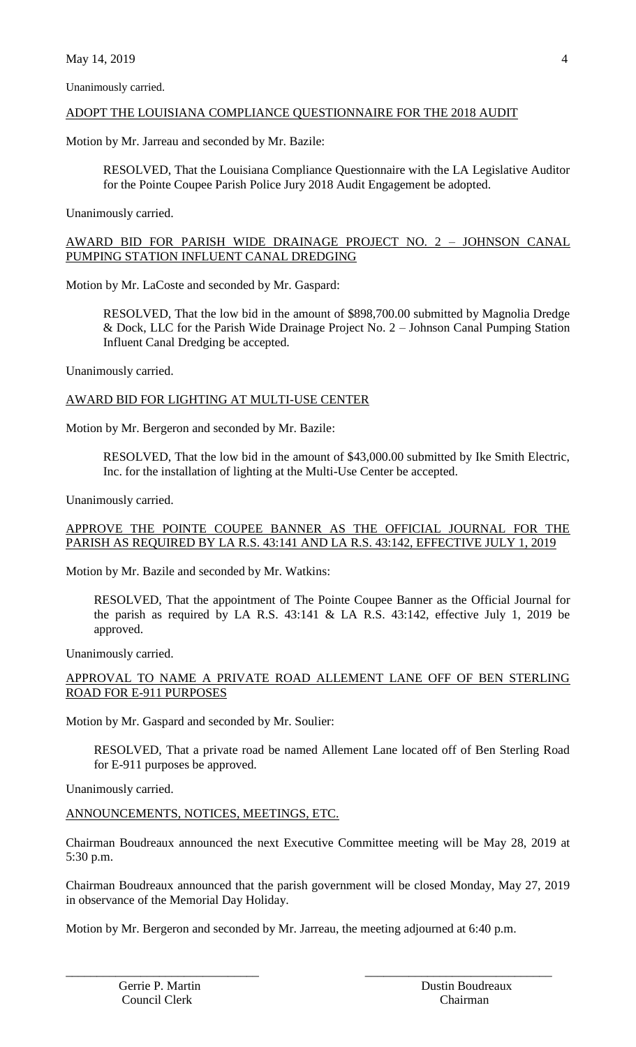Unanimously carried.

ADOPT THE LOUISIANA COMPLIANCE QUESTIONNAIRE FOR THE 2018 AUDIT

Motion by Mr. Jarreau and seconded by Mr. Bazile:

> RESOLVED, That the Louisiana Compliance Questionnaire with the LA Legislative Auditor for the Pointe Coupee Parish Police Jury 2018 Audit Engagement be adopted.

Unanimously carried.

AWARD BID FOR PARISH WIDE DRAINAGE PROJECT NO. 2 – JOHNSON CANAL PUMPING STATION INFLUENT CANAL DREDGING

Motion by Mr. LaCoste and seconded by Mr. Gaspard:

> RESOLVED, That the low bid in the amount of $898,700.00 submitted by Magnolia Dredge & Dock, LLC for the Parish Wide Drainage Project No. 2 – Johnson Canal Pumping Station Influent Canal Dredging be accepted.

Unanimously carried.

AWARD BID FOR LIGHTING AT MULTI-USE CENTER

Motion by Mr. Bergeron and seconded by Mr. Bazile:

> RESOLVED, That the low bid in the amount of $43,000.00 submitted by Ike Smith Electric, Inc. for the installation of lighting at the Multi-Use Center be accepted.

Unanimously carried.

APPROVE THE POINTE COUPEE BANNER AS THE OFFICIAL JOURNAL FOR THE PARISH AS REQUIRED BY LA R.S. 43:141 AND LA R.S. 43:142, EFFECTIVE JULY 1, 2019

Motion by Mr. Bazile and seconded by Mr. Watkins:

> RESOLVED, That the appointment of The Pointe Coupee Banner as the Official Journal for the parish as required by LA R.S. 43:141 & LA R.S. 43:142, effective July 1, 2019 be approved.

Unanimously carried.

APPROVAL TO NAME A PRIVATE ROAD ALLEMENT LANE OFF OF BEN STERLING ROAD FOR E-911 PURPOSES

Motion by Mr. Gaspard and seconded by Mr. Soulier:

> RESOLVED, That a private road be named Allement Lane located off of Ben Sterling Road for E-911 purposes be approved.

Unanimously carried.

ANNOUNCEMENTS, NOTICES, MEETINGS, ETC.

Chairman Boudreaux announced the next Executive Committee meeting will be May 28, 2019 at 5:30 p.m.

Chairman Boudreaux announced that the parish government will be closed Monday, May 27, 2019 in observance of the Memorial Day Holiday.

Motion by Mr. Bergeron and seconded by Mr. Jarreau, the meeting adjourned at 6:40 p.m.

| | |
|---|---|
| \_\_\_\_\_\_\_\_\_\_\_\_\_\_\_\_\_\_\_\_\_\_\_\_\_\_\_\_ | \_\_\_\_\_\_\_\_\_\_\_\_\_\_\_\_\_\_\_\_\_\_\_\_\_\_\_\_ |
| Gerrie P. Martin | Dustin Boudreaux |
| Council Clerk | Chairman |